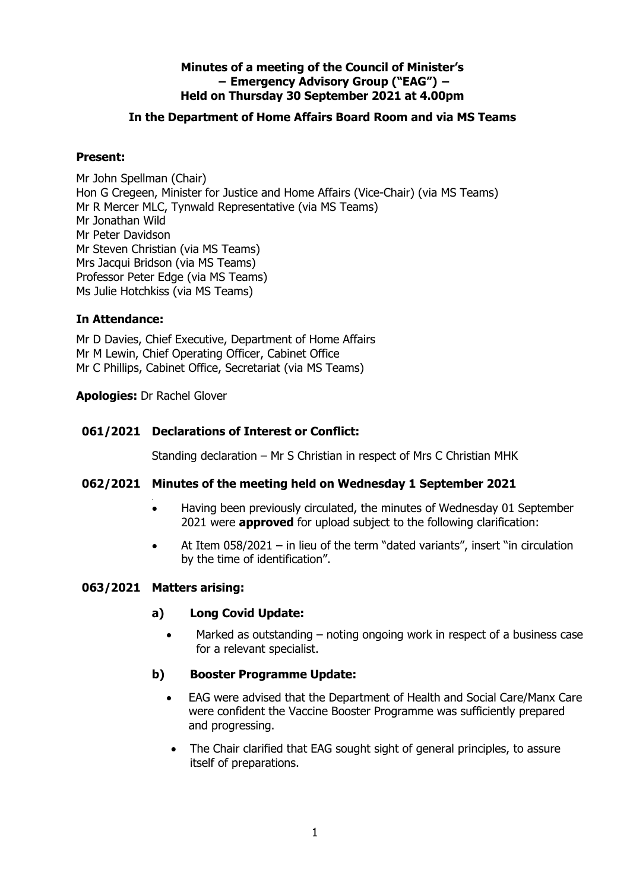**Minutes of a meeting of the Council of Minister's – Emergency Advisory Group ("EAG") – Held on Thursday 30 September 2021 at 4.00pm**

**In the Department of Home Affairs Board Room and via MS Teams**

**Present:**

Mr John Spellman (Chair)
Hon G Cregeen, Minister for Justice and Home Affairs (Vice-Chair) (via MS Teams)
Mr R Mercer MLC, Tynwald Representative (via MS Teams)
Mr Jonathan Wild
Mr Peter Davidson
Mr Steven Christian (via MS Teams)
Mrs Jacqui Bridson (via MS Teams)
Professor Peter Edge (via MS Teams)
Ms Julie Hotchkiss (via MS Teams)

**In Attendance:**

Mr D Davies, Chief Executive, Department of Home Affairs
Mr M Lewin, Chief Operating Officer, Cabinet Office
Mr C Phillips, Cabinet Office, Secretariat (via MS Teams)

**Apologies:** Dr Rachel Glover

**061/2021 Declarations of Interest or Conflict:**

Standing declaration – Mr S Christian in respect of Mrs C Christian MHK

**062/2021 Minutes of the meeting held on Wednesday 1 September 2021**

- Having been previously circulated, the minutes of Wednesday 01 September 2021 were **approved** for upload subject to the following clarification:
- At Item 058/2021 – in lieu of the term "dated variants", insert "in circulation by the time of identification".

**063/2021 Matters arising:**

**a) Long Covid Update:**

- Marked as outstanding – noting ongoing work in respect of a business case for a relevant specialist.

**b) Booster Programme Update:**

- EAG were advised that the Department of Health and Social Care/Manx Care were confident the Vaccine Booster Programme was sufficiently prepared and progressing.
- The Chair clarified that EAG sought sight of general principles, to assure itself of preparations.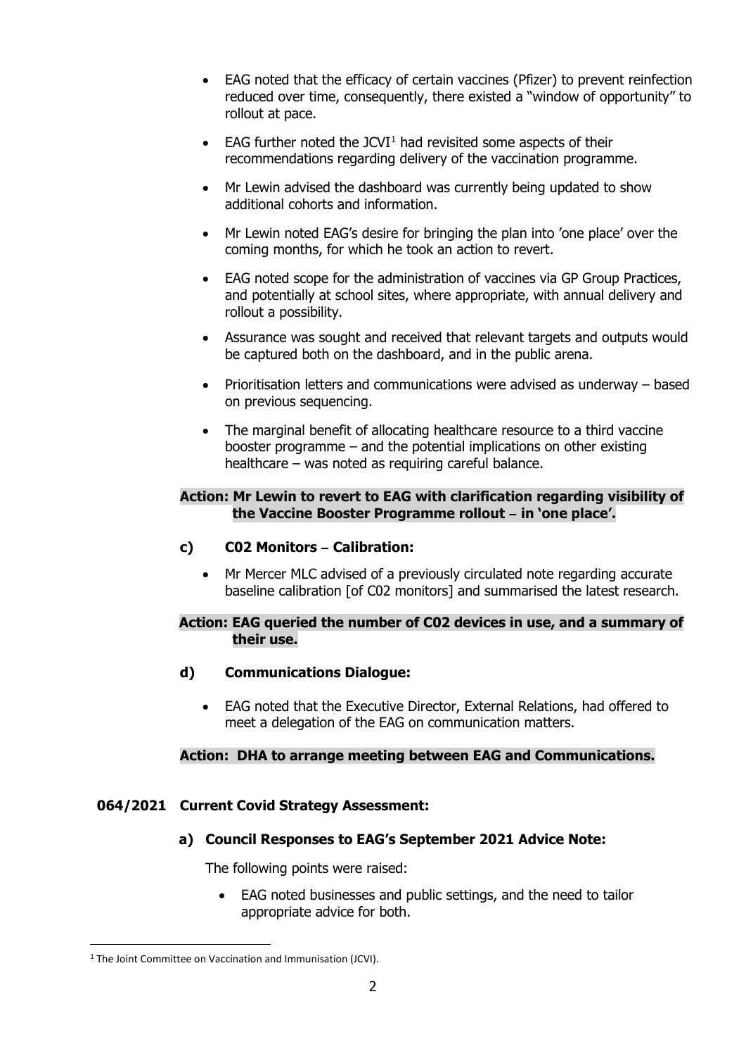- EAG noted that the efficacy of certain vaccines (Pfizer) to prevent reinfection reduced over time, consequently, there existed a "window of opportunity" to rollout at pace.
- EAG further noted the JCVI[1] had revisited some aspects of their recommendations regarding delivery of the vaccination programme.
- Mr Lewin advised the dashboard was currently being updated to show additional cohorts and information.
- Mr Lewin noted EAG's desire for bringing the plan into 'one place' over the coming months, for which he took an action to revert.
- EAG noted scope for the administration of vaccines via GP Group Practices, and potentially at school sites, where appropriate, with annual delivery and rollout a possibility.
- Assurance was sought and received that relevant targets and outputs would be captured both on the dashboard, and in the public arena.
- Prioritisation letters and communications were advised as underway – based on previous sequencing.
- The marginal benefit of allocating healthcare resource to a third vaccine booster programme – and the potential implications on other existing healthcare – was noted as requiring careful balance.

**Action: Mr Lewin to revert to EAG with clarification regarding visibility of the Vaccine Booster Programme rollout – in 'one place'.**

### c) C02 Monitors – Calibration:

- Mr Mercer MLC advised of a previously circulated note regarding accurate baseline calibration [of C02 monitors] and summarised the latest research.

**Action: EAG queried the number of C02 devices in use, and a summary of their use.**

### d) Communications Dialogue:

- EAG noted that the Executive Director, External Relations, had offered to meet a delegation of the EAG on communication matters.

**Action: DHA to arrange meeting between EAG and Communications.**

## 064/2021 Current Covid Strategy Assessment:

### a) Council Responses to EAG's September 2021 Advice Note:

The following points were raised:

- EAG noted businesses and public settings, and the need to tailor appropriate advice for both.

[1] The Joint Committee on Vaccination and Immunisation (JCVI).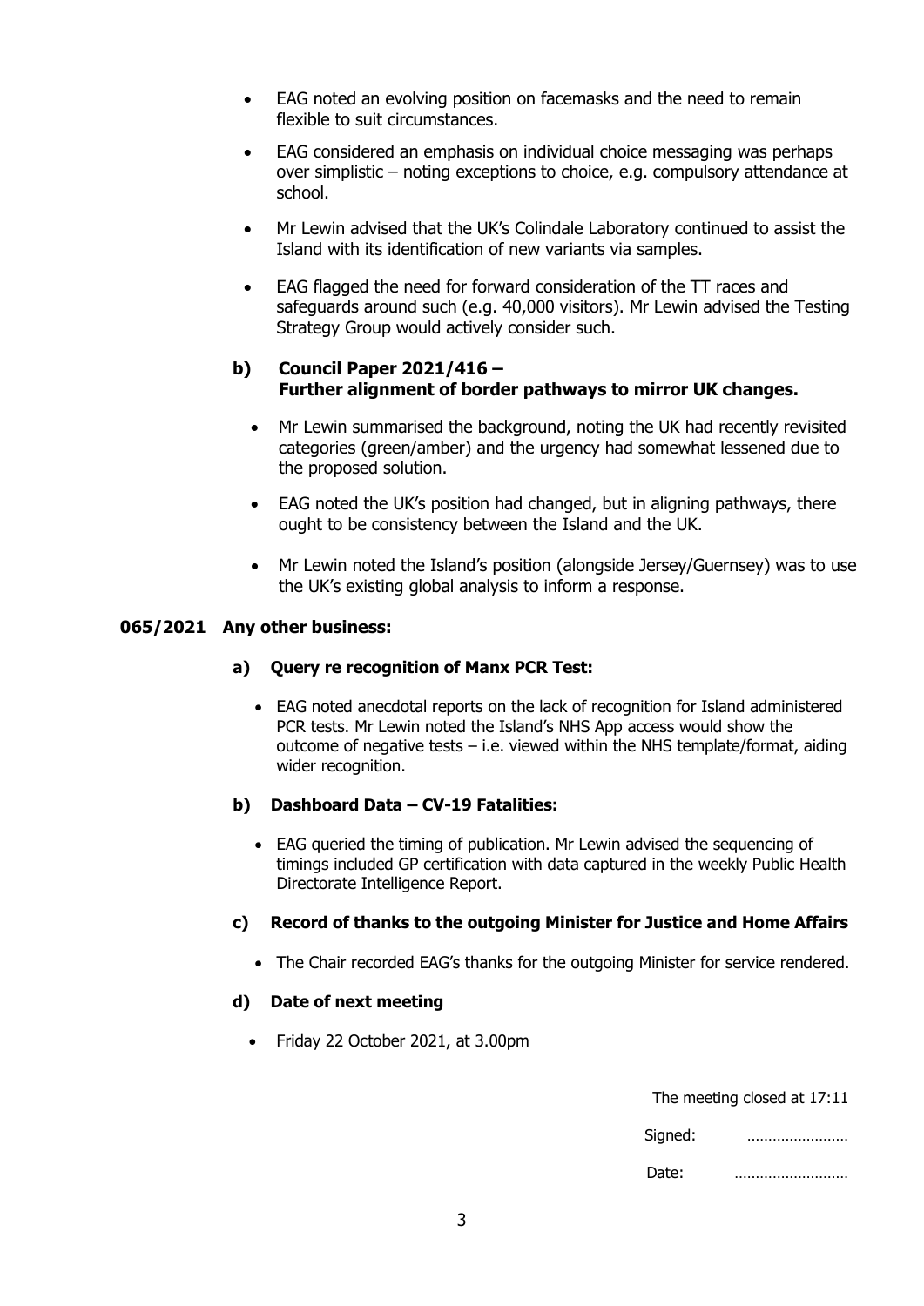- EAG noted an evolving position on facemasks and the need to remain flexible to suit circumstances.
- EAG considered an emphasis on individual choice messaging was perhaps over simplistic – noting exceptions to choice, e.g. compulsory attendance at school.
- Mr Lewin advised that the UK's Colindale Laboratory continued to assist the Island with its identification of new variants via samples.
- EAG flagged the need for forward consideration of the TT races and safeguards around such (e.g. 40,000 visitors). Mr Lewin advised the Testing Strategy Group would actively consider such.

**b) Council Paper 2021/416 – Further alignment of border pathways to mirror UK changes.**

- Mr Lewin summarised the background, noting the UK had recently revisited categories (green/amber) and the urgency had somewhat lessened due to the proposed solution.
- EAG noted the UK's position had changed, but in aligning pathways, there ought to be consistency between the Island and the UK.
- Mr Lewin noted the Island's position (alongside Jersey/Guernsey) was to use the UK's existing global analysis to inform a response.

**065/2021 Any other business:**

**a) Query re recognition of Manx PCR Test:**

- EAG noted anecdotal reports on the lack of recognition for Island administered PCR tests. Mr Lewin noted the Island's NHS App access would show the outcome of negative tests – i.e. viewed within the NHS template/format, aiding wider recognition.

**b) Dashboard Data – CV-19 Fatalities:**

- EAG queried the timing of publication. Mr Lewin advised the sequencing of timings included GP certification with data captured in the weekly Public Health Directorate Intelligence Report.

**c) Record of thanks to the outgoing Minister for Justice and Home Affairs**

- The Chair recorded EAG's thanks for the outgoing Minister for service rendered.

**d) Date of next meeting**

- Friday 22 October 2021, at 3.00pm

The meeting closed at 17:11

Signed: ……………………

Date: ………………………